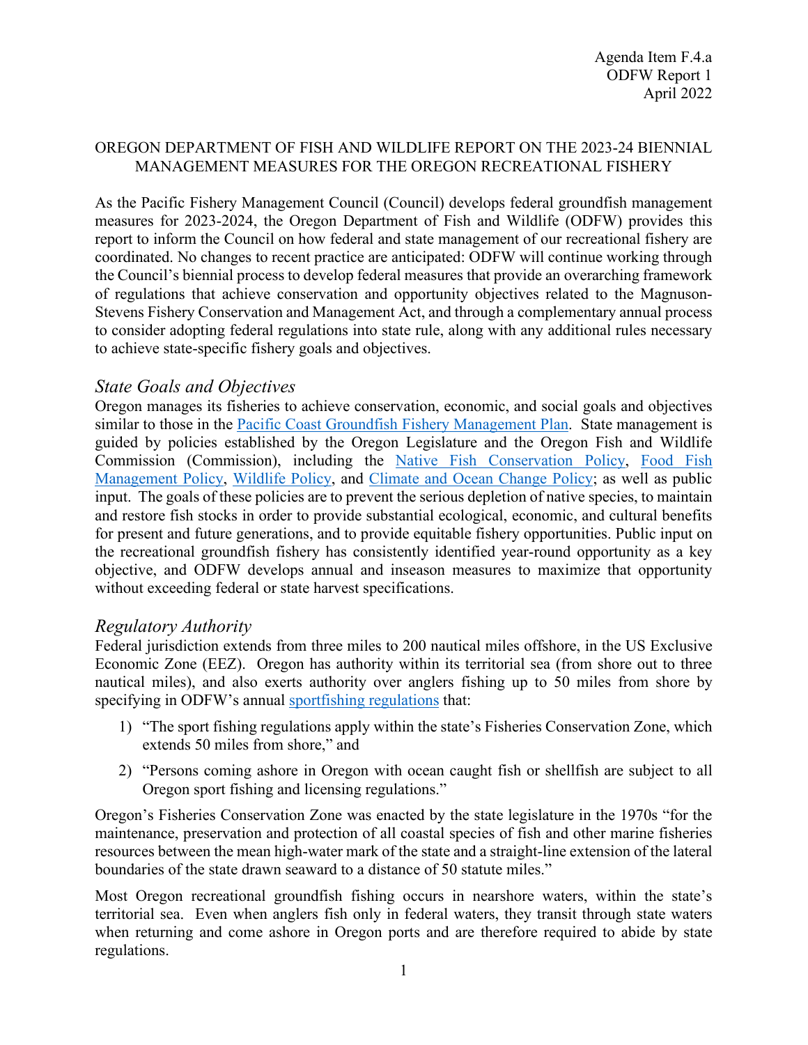Agenda Item F.4.a
ODFW Report 1
April 2022

OREGON DEPARTMENT OF FISH AND WILDLIFE REPORT ON THE 2023-24 BIENNIAL MANAGEMENT MEASURES FOR THE OREGON RECREATIONAL FISHERY

As the Pacific Fishery Management Council (Council) develops federal groundfish management measures for 2023-2024, the Oregon Department of Fish and Wildlife (ODFW) provides this report to inform the Council on how federal and state management of our recreational fishery are coordinated. No changes to recent practice are anticipated: ODFW will continue working through the Council's biennial process to develop federal measures that provide an overarching framework of regulations that achieve conservation and opportunity objectives related to the Magnuson-Stevens Fishery Conservation and Management Act, and through a complementary annual process to consider adopting federal regulations into state rule, along with any additional rules necessary to achieve state-specific fishery goals and objectives.

## *State Goals and Objectives*

Oregon manages its fisheries to achieve conservation, economic, and social goals and objectives similar to those in the Pacific Coast Groundfish Fishery Management Plan. State management is guided by policies established by the Oregon Legislature and the Oregon Fish and Wildlife Commission (Commission), including the Native Fish Conservation Policy, Food Fish Management Policy, Wildlife Policy, and Climate and Ocean Change Policy; as well as public input. The goals of these policies are to prevent the serious depletion of native species, to maintain and restore fish stocks in order to provide substantial ecological, economic, and cultural benefits for present and future generations, and to provide equitable fishery opportunities. Public input on the recreational groundfish fishery has consistently identified year-round opportunity as a key objective, and ODFW develops annual and inseason measures to maximize that opportunity without exceeding federal or state harvest specifications.

## *Regulatory Authority*

Federal jurisdiction extends from three miles to 200 nautical miles offshore, in the US Exclusive Economic Zone (EEZ). Oregon has authority within its territorial sea (from shore out to three nautical miles), and also exerts authority over anglers fishing up to 50 miles from shore by specifying in ODFW's annual sportfishing regulations that:

1) "The sport fishing regulations apply within the state's Fisheries Conservation Zone, which extends 50 miles from shore," and
2) "Persons coming ashore in Oregon with ocean caught fish or shellfish are subject to all Oregon sport fishing and licensing regulations."

Oregon's Fisheries Conservation Zone was enacted by the state legislature in the 1970s "for the maintenance, preservation and protection of all coastal species of fish and other marine fisheries resources between the mean high-water mark of the state and a straight-line extension of the lateral boundaries of the state drawn seaward to a distance of 50 statute miles."

Most Oregon recreational groundfish fishing occurs in nearshore waters, within the state's territorial sea. Even when anglers fish only in federal waters, they transit through state waters when returning and come ashore in Oregon ports and are therefore required to abide by state regulations.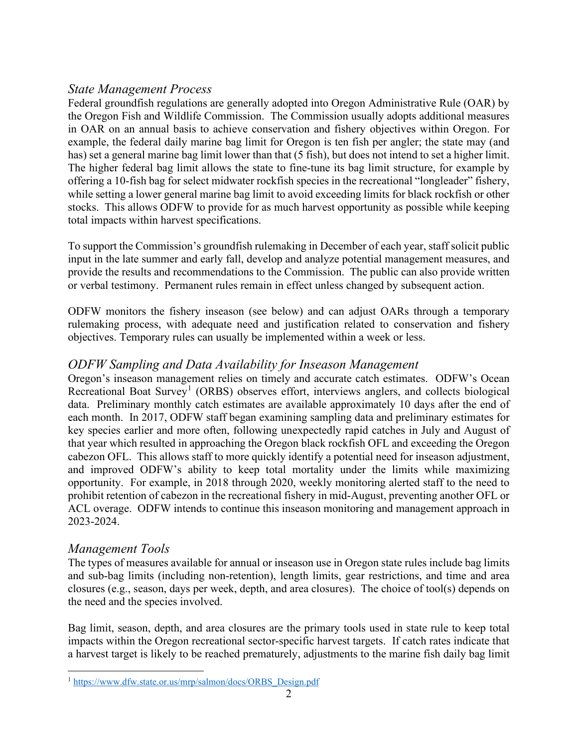### *State Management Process*

Federal groundfish regulations are generally adopted into Oregon Administrative Rule (OAR) by the Oregon Fish and Wildlife Commission. The Commission usually adopts additional measures in OAR on an annual basis to achieve conservation and fishery objectives within Oregon. For example, the federal daily marine bag limit for Oregon is ten fish per angler; the state may (and has) set a general marine bag limit lower than that (5 fish), but does not intend to set a higher limit. The higher federal bag limit allows the state to fine-tune its bag limit structure, for example by offering a 10-fish bag for select midwater rockfish species in the recreational "longleader" fishery, while setting a lower general marine bag limit to avoid exceeding limits for black rockfish or other stocks. This allows ODFW to provide for as much harvest opportunity as possible while keeping total impacts within harvest specifications.

To support the Commission's groundfish rulemaking in December of each year, staff solicit public input in the late summer and early fall, develop and analyze potential management measures, and provide the results and recommendations to the Commission. The public can also provide written or verbal testimony. Permanent rules remain in effect unless changed by subsequent action.

ODFW monitors the fishery inseason (see below) and can adjust OARs through a temporary rulemaking process, with adequate need and justification related to conservation and fishery objectives. Temporary rules can usually be implemented within a week or less.

### *ODFW Sampling and Data Availability for Inseason Management*

Oregon's inseason management relies on timely and accurate catch estimates. ODFW's Ocean Recreational Boat Survey[1] (ORBS) observes effort, interviews anglers, and collects biological data. Preliminary monthly catch estimates are available approximately 10 days after the end of each month. In 2017, ODFW staff began examining sampling data and preliminary estimates for key species earlier and more often, following unexpectedly rapid catches in July and August of that year which resulted in approaching the Oregon black rockfish OFL and exceeding the Oregon cabezon OFL. This allows staff to more quickly identify a potential need for inseason adjustment, and improved ODFW's ability to keep total mortality under the limits while maximizing opportunity. For example, in 2018 through 2020, weekly monitoring alerted staff to the need to prohibit retention of cabezon in the recreational fishery in mid-August, preventing another OFL or ACL overage. ODFW intends to continue this inseason monitoring and management approach in 2023-2024.

### *Management Tools*

The types of measures available for annual or inseason use in Oregon state rules include bag limits and sub-bag limits (including non-retention), length limits, gear restrictions, and time and area closures (e.g., season, days per week, depth, and area closures). The choice of tool(s) depends on the need and the species involved.

Bag limit, season, depth, and area closures are the primary tools used in state rule to keep total impacts within the Oregon recreational sector-specific harvest targets. If catch rates indicate that a harvest target is likely to be reached prematurely, adjustments to the marine fish daily bag limit

[1] https://www.dfw.state.or.us/mrp/salmon/docs/ORBS_Design.pdf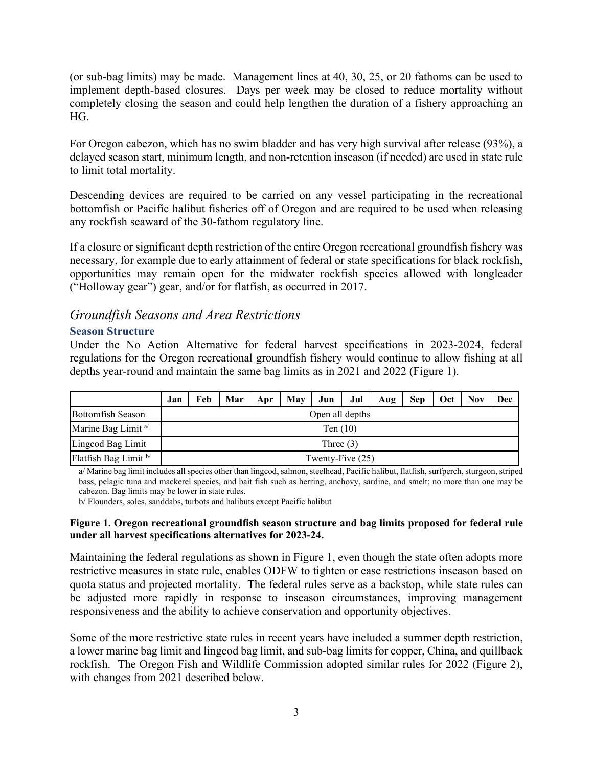(or sub-bag limits) may be made. Management lines at 40, 30, 25, or 20 fathoms can be used to implement depth-based closures. Days per week may be closed to reduce mortality without completely closing the season and could help lengthen the duration of a fishery approaching an HG.

For Oregon cabezon, which has no swim bladder and has very high survival after release (93%), a delayed season start, minimum length, and non-retention inseason (if needed) are used in state rule to limit total mortality.

Descending devices are required to be carried on any vessel participating in the recreational bottomfish or Pacific halibut fisheries off of Oregon and are required to be used when releasing any rockfish seaward of the 30-fathom regulatory line.

If a closure or significant depth restriction of the entire Oregon recreational groundfish fishery was necessary, for example due to early attainment of federal or state specifications for black rockfish, opportunities may remain open for the midwater rockfish species allowed with longleader ("Holloway gear") gear, and/or for flatfish, as occurred in 2017.

## *Groundfish Seasons and Area Restrictions*

### Season Structure

Under the No Action Alternative for federal harvest specifications in 2023-2024, federal regulations for the Oregon recreational groundfish fishery would continue to allow fishing at all depths year-round and maintain the same bag limits as in 2021 and 2022 (Figure 1).

| | Jan | Feb | Mar | Apr | May | Jun | Jul | Aug | Sep | Oct | Nov | Dec |
|---|---|---|---|---|---|---|---|---|---|---|---|---|
| Bottomfish Season | Open all depths | | | | | | | | | | | |
| Marine Bag Limit [a/] | Ten (10) | | | | | | | | | | | |
| Lingcod Bag Limit | Three (3) | | | | | | | | | | | |
| Flatfish Bag Limit [b/] | Twenty-Five (25) | | | | | | | | | | | |

a/ Marine bag limit includes all species other than lingcod, salmon, steelhead, Pacific halibut, flatfish, surfperch, sturgeon, striped bass, pelagic tuna and mackerel species, and bait fish such as herring, anchovy, sardine, and smelt; no more than one may be cabezon. Bag limits may be lower in state rules.

b/ Flounders, soles, sanddabs, turbots and halibuts except Pacific halibut

**Figure 1. Oregon recreational groundfish season structure and bag limits proposed for federal rule under all harvest specifications alternatives for 2023-24.**

Maintaining the federal regulations as shown in Figure 1, even though the state often adopts more restrictive measures in state rule, enables ODFW to tighten or ease restrictions inseason based on quota status and projected mortality. The federal rules serve as a backstop, while state rules can be adjusted more rapidly in response to inseason circumstances, improving management responsiveness and the ability to achieve conservation and opportunity objectives.

Some of the more restrictive state rules in recent years have included a summer depth restriction, a lower marine bag limit and lingcod bag limit, and sub-bag limits for copper, China, and quillback rockfish. The Oregon Fish and Wildlife Commission adopted similar rules for 2022 (Figure 2), with changes from 2021 described below.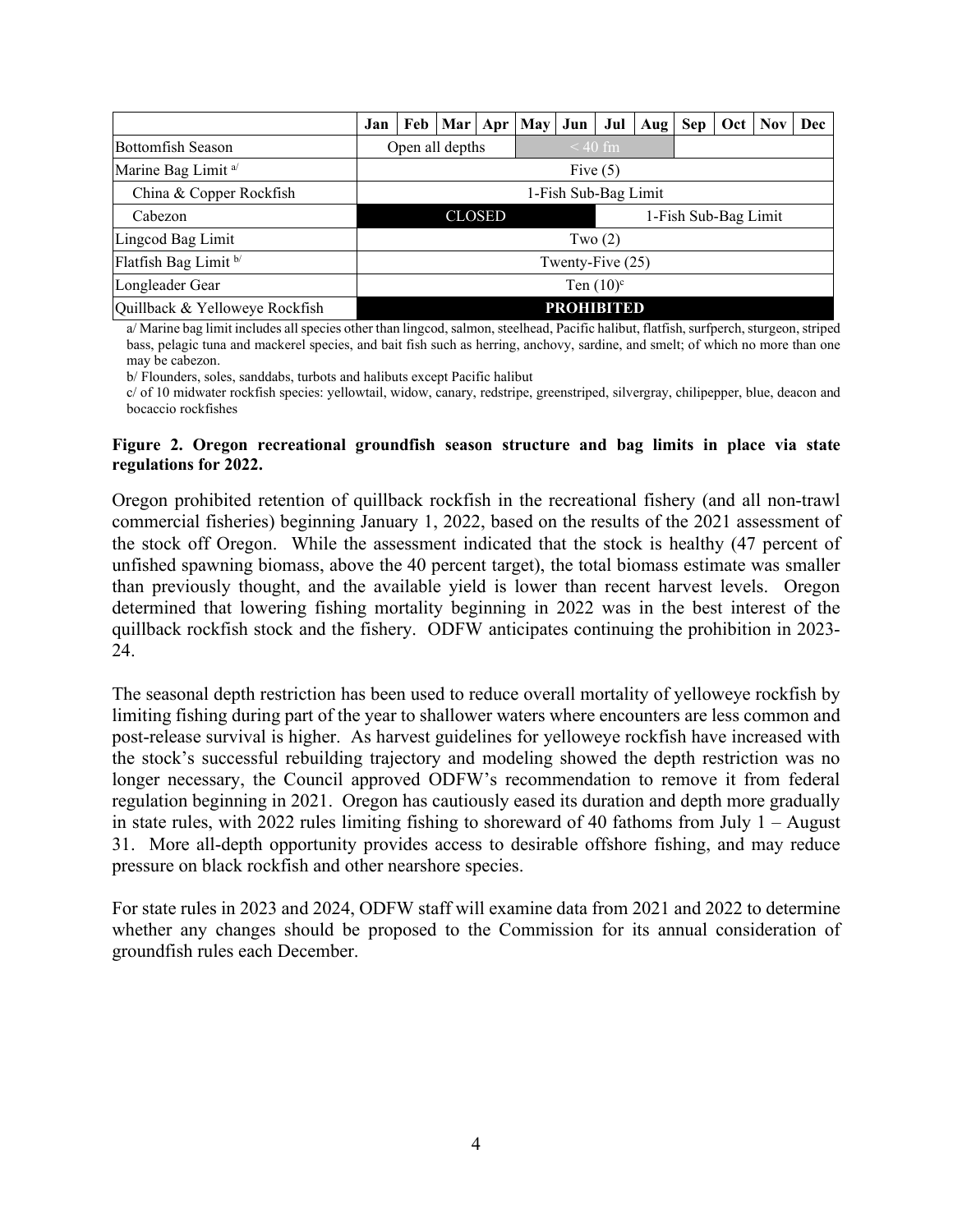| | Jan | Feb | Mar | Apr | May | Jun | Jul | Aug | Sep | Oct | Nov | Dec |
|---|---|---|---|---|---|---|---|---|---|---|---|---|
| Bottomfish Season | Open all depths | | | | < 40 fm | | | | | | | |
| Marine Bag Limit [a/] | Five (5) | | | | | | | | | | | |
| China & Copper Rockfish | 1-Fish Sub-Bag Limit | | | | | | | | | | | |
| Cabezon | CLOSED | | | | | | 1-Fish Sub-Bag Limit | | | | | |
| Lingcod Bag Limit | Two (2) | | | | | | | | | | | |
| Flatfish Bag Limit [b/] | Twenty-Five (25) | | | | | | | | | | | |
| Longleader Gear | Ten (10)[c] | | | | | | | | | | | |
| Quillback & Yelloweye Rockfish | PROHIBITED | | | | | | | | | | | |

a/ Marine bag limit includes all species other than lingcod, salmon, steelhead, Pacific halibut, flatfish, surfperch, sturgeon, striped bass, pelagic tuna and mackerel species, and bait fish such as herring, anchovy, sardine, and smelt; of which no more than one may be cabezon.

b/ Flounders, soles, sanddabs, turbots and halibuts except Pacific halibut

c/ of 10 midwater rockfish species: yellowtail, widow, canary, redstripe, greenstriped, silvergray, chilipepper, blue, deacon and bocaccio rockfishes

**Figure 2. Oregon recreational groundfish season structure and bag limits in place via state regulations for 2022.**

Oregon prohibited retention of quillback rockfish in the recreational fishery (and all non-trawl commercial fisheries) beginning January 1, 2022, based on the results of the 2021 assessment of the stock off Oregon. While the assessment indicated that the stock is healthy (47 percent of unfished spawning biomass, above the 40 percent target), the total biomass estimate was smaller than previously thought, and the available yield is lower than recent harvest levels. Oregon determined that lowering fishing mortality beginning in 2022 was in the best interest of the quillback rockfish stock and the fishery. ODFW anticipates continuing the prohibition in 2023-24.

The seasonal depth restriction has been used to reduce overall mortality of yelloweye rockfish by limiting fishing during part of the year to shallower waters where encounters are less common and post-release survival is higher. As harvest guidelines for yelloweye rockfish have increased with the stock's successful rebuilding trajectory and modeling showed the depth restriction was no longer necessary, the Council approved ODFW's recommendation to remove it from federal regulation beginning in 2021. Oregon has cautiously eased its duration and depth more gradually in state rules, with 2022 rules limiting fishing to shoreward of 40 fathoms from July 1 – August 31. More all-depth opportunity provides access to desirable offshore fishing, and may reduce pressure on black rockfish and other nearshore species.

For state rules in 2023 and 2024, ODFW staff will examine data from 2021 and 2022 to determine whether any changes should be proposed to the Commission for its annual consideration of groundfish rules each December.